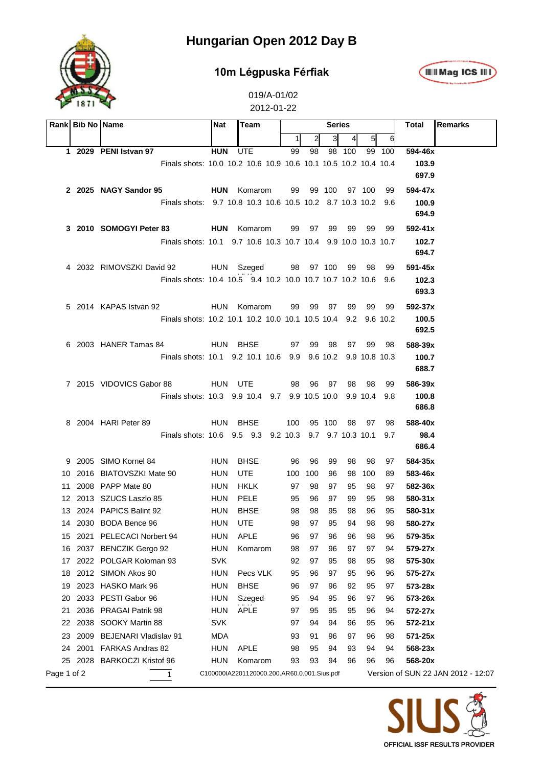# Hungarian Open 2012 Day B

## 10m Légpuska Férfiak

019/A-01/02
2012-01-22

| Rank | Bib No | Name | Nat | Team | 1 | 2 | 3 | 4 | 5 | 6 | Total | Remarks |
|---|---|---|---|---|---|---|---|---|---|---|---|---|
| **1** | **2029** | **PENI Istvan 97** | **HUN** | UTE | 99 | 98 | 98 | 100 | 99 | 100 | **594-46x** | |
| | | Finals shots: 10.0 10.2 10.6 10.9 10.6 10.1 10.5 10.2 10.4 10.4 | | | | | | | | | **103.9** | |
| | | | | | | | | | | | **697.9** | |
| **2** | **2025** | **NAGY Sandor 95** | **HUN** | Komarom | 99 | 99 | 100 | 97 | 100 | 99 | **594-47x** | |
| | | Finals shots: 9.7 10.8 10.3 10.6 10.5 10.2 8.7 10.3 10.2 9.6 | | | | | | | | | **100.9** | |
| | | | | | | | | | | | **694.9** | |
| **3** | **2010** | **SOMOGYI Peter 83** | **HUN** | Komarom | 99 | 97 | 99 | 99 | 99 | 99 | **592-41x** | |
| | | Finals shots: 10.1 9.7 10.6 10.3 10.7 10.4 9.9 10.0 10.3 10.7 | | | | | | | | | **102.7** | |
| | | | | | | | | | | | **694.7** | |
| 4 | 2032 | RIMOVSZKI David 92 | HUN | Szeged | 98 | 97 | 100 | 99 | 98 | 99 | **591-45x** | |
| | | Finals shots: 10.4 10.5 9.4 10.2 10.0 10.7 10.7 10.2 10.6 9.6 | | | | | | | | | **102.3** | |
| | | | | | | | | | | | **693.3** | |
| 5 | 2014 | KAPAS Istvan 92 | HUN | Komarom | 99 | 99 | 97 | 99 | 99 | 99 | **592-37x** | |
| | | Finals shots: 10.2 10.1 10.2 10.0 10.1 10.5 10.4 9.2 9.6 10.2 | | | | | | | | | **100.5** | |
| | | | | | | | | | | | **692.5** | |
| 6 | 2003 | HANER Tamas 84 | HUN | BHSE | 97 | 99 | 98 | 97 | 99 | 98 | **588-39x** | |
| | | Finals shots: 10.1 9.2 10.1 10.6 9.9 9.6 10.2 9.9 10.8 10.3 | | | | | | | | | **100.7** | |
| | | | | | | | | | | | **688.7** | |
| 7 | 2015 | VIDOVICS Gabor 88 | HUN | UTE | 98 | 96 | 97 | 98 | 98 | 99 | **586-39x** | |
| | | Finals shots: 10.3 9.9 10.4 9.7 9.9 10.5 10.0 9.9 10.4 9.8 | | | | | | | | | **100.8** | |
| | | | | | | | | | | | **686.8** | |
| 8 | 2004 | HARI Peter 89 | HUN | BHSE | 100 | 95 | 100 | 98 | 97 | 98 | **588-40x** | |
| | | Finals shots: 10.6 9.5 9.3 9.2 10.3 9.7 9.7 10.3 10.1 9.7 | | | | | | | | | **98.4** | |
| | | | | | | | | | | | **686.4** | |
| 9 | 2005 | SIMO Kornel 84 | HUN | BHSE | 96 | 96 | 99 | 98 | 98 | 97 | **584-35x** | |
| 10 | 2016 | BIATOVSZKI Mate 90 | HUN | UTE | 100 | 100 | 96 | 98 | 100 | 89 | **583-46x** | |
| 11 | 2008 | PAPP Mate 80 | HUN | HKLK | 97 | 98 | 97 | 95 | 98 | 97 | **582-36x** | |
| 12 | 2013 | SZUCS Laszlo 85 | HUN | PELE | 95 | 96 | 97 | 99 | 95 | 98 | **580-31x** | |
| 13 | 2024 | PAPICS Balint 92 | HUN | BHSE | 98 | 98 | 95 | 98 | 96 | 95 | **580-31x** | |
| 14 | 2030 | BODA Bence 96 | HUN | UTE | 98 | 97 | 95 | 94 | 98 | 98 | **580-27x** | |
| 15 | 2021 | PELECACI Norbert 94 | HUN | APLE | 96 | 97 | 96 | 96 | 98 | 96 | **579-35x** | |
| 16 | 2037 | BENCZIK Gergo 92 | HUN | Komarom | 98 | 97 | 96 | 97 | 97 | 94 | **579-27x** | |
| 17 | 2022 | POLGAR Koloman 93 | SVK | | 92 | 97 | 95 | 98 | 95 | 98 | **575-30x** | |
| 18 | 2012 | SIMON Akos 90 | HUN | Pecs VLK | 95 | 96 | 97 | 95 | 96 | 96 | **575-27x** | |
| 19 | 2023 | HASKO Mark 96 | HUN | BHSE | 96 | 97 | 96 | 92 | 95 | 97 | **573-28x** | |
| 20 | 2033 | PESTI Gabor 96 | HUN | Szeged | 95 | 94 | 95 | 96 | 97 | 96 | **573-26x** | |
| 21 | 2036 | PRAGAI Patrik 98 | HUN | APLE | 97 | 95 | 95 | 95 | 96 | 94 | **572-27x** | |
| 22 | 2038 | SOOKY Martin 88 | SVK | | 97 | 94 | 94 | 96 | 95 | 96 | **572-21x** | |
| 23 | 2009 | BEJENARI Vladislav 91 | MDA | | 93 | 91 | 96 | 97 | 96 | 98 | **571-25x** | |
| 24 | 2001 | FARKAS Andras 82 | HUN | APLE | 98 | 95 | 94 | 93 | 94 | 94 | **568-23x** | |
| 25 | 2028 | BARKOCZI Kristof 96 | HUN | Komarom | 93 | 93 | 94 | 96 | 96 | 96 | **568-20x** | |

C100000IA2201120000.200.AR60.0.001.Sius.pdf — Version of SUN 22 JAN 2012 - 12:07

OFFICIAL ISSF RESULTS PROVIDER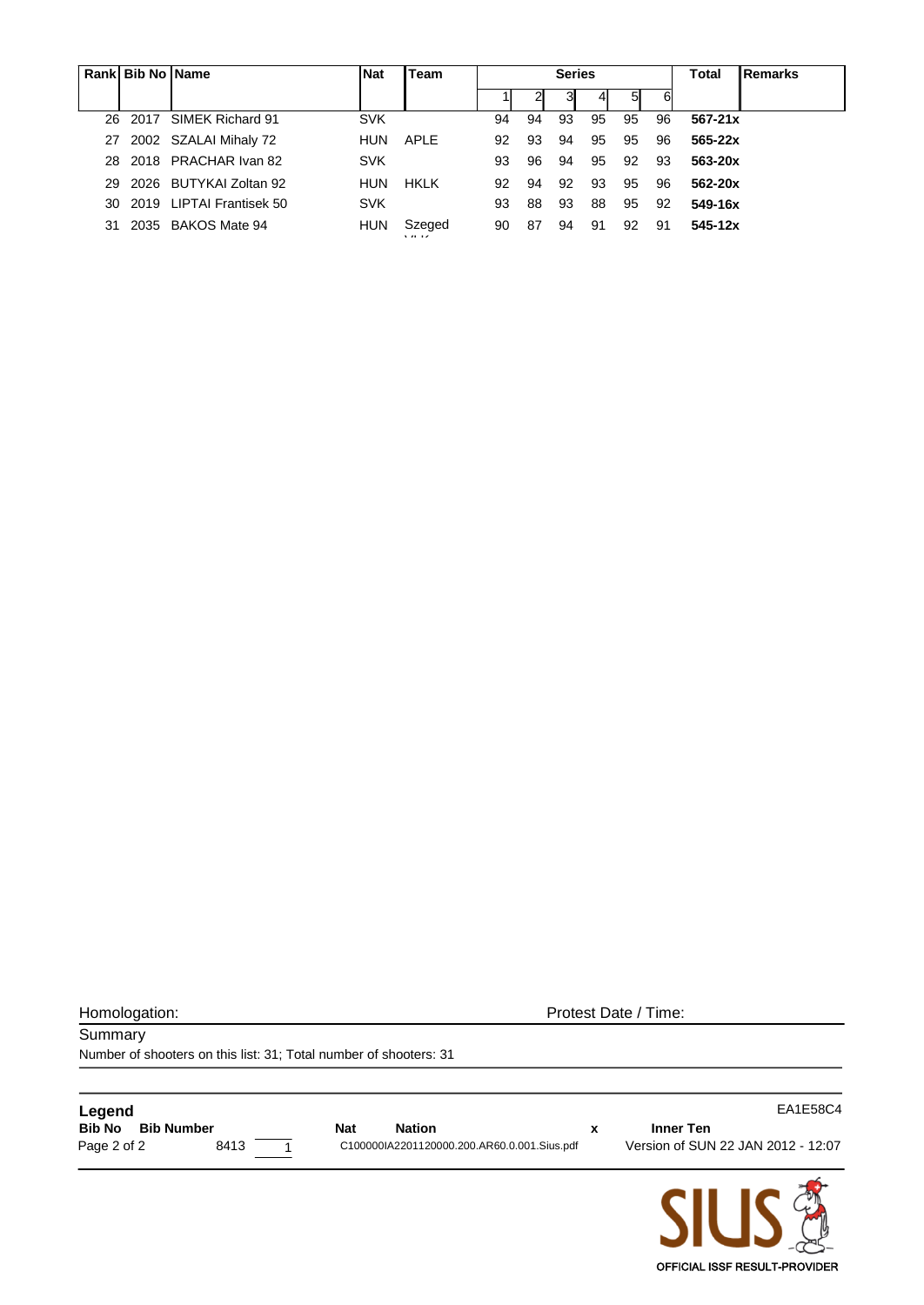| Rank | Bib No | Name | Nat | Team | Series | | | | | | Total | Remarks |
|---|---|---|---|---|---|---|---|---|---|---|---|---|
| | | | | | 1 | 2 | 3 | 4 | 5 | 6 | | |
| 26 | 2017 | SIMEK Richard 91 | SVK | | 94 | 94 | 93 | 95 | 95 | 96 | **567-21x** | |
| 27 | 2002 | SZALAI Mihaly 72 | HUN | APLE | 92 | 93 | 94 | 95 | 95 | 96 | **565-22x** | |
| 28 | 2018 | PRACHAR Ivan 82 | SVK | | 93 | 96 | 94 | 95 | 92 | 93 | **563-20x** | |
| 29 | 2026 | BUTYKAI Zoltan 92 | HUN | HKLK | 92 | 94 | 92 | 93 | 95 | 96 | **562-20x** | |
| 30 | 2019 | LIPTAI Frantisek 50 | SVK | | 93 | 88 | 93 | 88 | 95 | 92 | **549-16x** | |
| 31 | 2035 | BAKOS Mate 94 | HUN | Szeged VLK | 90 | 87 | 94 | 91 | 92 | 91 | **545-12x** | |

Homologation: Protest Date / Time:

Summary

Number of shooters on this list: 31; Total number of shooters: 31

**Legend** EA1E58C4

| **Bib No** | **Bib Number** | **Nat** | **Nation** | **x** | **Inner Ten** |
|---|---|---|---|---|---|

8413 1 C100000IA2201120000.200.AR60.0.001.Sius.pdf Version of SUN 22 JAN 2012 - 12:07

SIUS

OFFICIAL ISSF RESULT-PROVIDER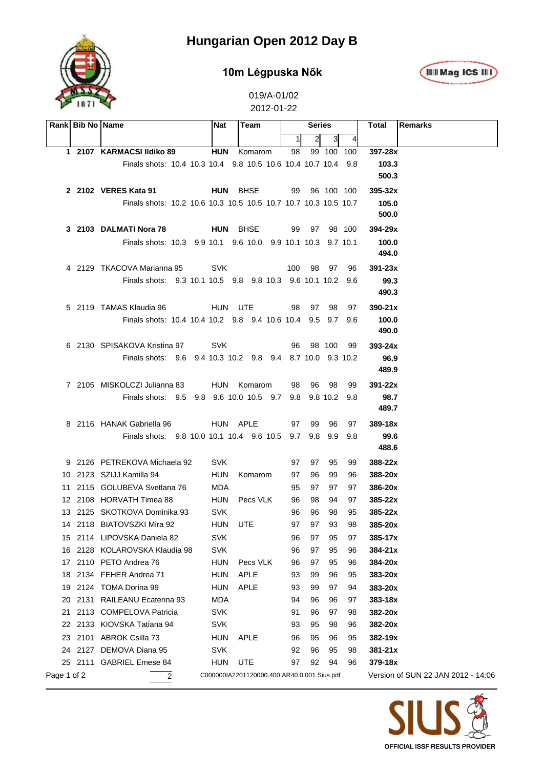# Hungarian Open 2012 Day B

## 10m Légpuska Nők

019/A-01/02

2012-01-22

| Rank | Bib No | Name | Nat | Team | Series 1 | 2 | 3 | 4 | Total | Remarks |
|---|---|---|---|---|---|---|---|---|---|---|
| **1** | **2107** | **KARMACSI Ildiko 89** | **HUN** | Komarom | 98 | 99 | 100 | 100 | **397-28x** | |
| | | Finals shots: 10.4 10.3 10.4 9.8 10.5 10.6 10.4 10.7 10.4 9.8 | | | | | | | **103.3** | |
| | | | | | | | | | **500.3** | |
| **2** | **2102** | **VERES Kata 91** | **HUN** | BHSE | 99 | 96 | 100 | 100 | **395-32x** | |
| | | Finals shots: 10.2 10.6 10.3 10.5 10.5 10.7 10.7 10.3 10.5 10.7 | | | | | | | **105.0** | |
| | | | | | | | | | **500.0** | |
| **3** | **2103** | **DALMATI Nora 78** | **HUN** | BHSE | 99 | 97 | 98 | 100 | **394-29x** | |
| | | Finals shots: 10.3 9.9 10.1 9.6 10.0 9.9 10.1 10.3 9.7 10.1 | | | | | | | **100.0** | |
| | | | | | | | | | **494.0** | |
| 4 | 2129 | TKACOVA Marianna 95 | SVK | | 100 | 98 | 97 | 96 | **391-23x** | |
| | | Finals shots: 9.3 10.1 10.5 9.8 9.8 10.3 9.6 10.1 10.2 9.6 | | | | | | | **99.3** | |
| | | | | | | | | | **490.3** | |
| 5 | 2119 | TAMAS Klaudia 96 | HUN | UTE | 98 | 97 | 98 | 97 | **390-21x** | |
| | | Finals shots: 10.4 10.4 10.2 9.8 9.4 10.6 10.4 9.5 9.7 9.6 | | | | | | | **100.0** | |
| | | | | | | | | | **490.0** | |
| 6 | 2130 | SPISAKOVA Kristina 97 | SVK | | 96 | 98 | 100 | 99 | **393-24x** | |
| | | Finals shots: 9.6 9.4 10.3 10.2 9.8 9.4 8.7 10.0 9.3 10.2 | | | | | | | **96.9** | |
| | | | | | | | | | **489.9** | |
| 7 | 2105 | MISKOLCZI Julianna 83 | HUN | Komarom | 98 | 96 | 98 | 99 | **391-22x** | |
| | | Finals shots: 9.5 9.8 9.6 10.0 10.5 9.7 9.8 9.8 10.2 9.8 | | | | | | | **98.7** | |
| | | | | | | | | | **489.7** | |
| 8 | 2116 | HANAK Gabriella 96 | HUN | APLE | 97 | 99 | 96 | 97 | **389-18x** | |
| | | Finals shots: 9.8 10.0 10.1 10.4 9.6 10.5 9.7 9.8 9.9 9.8 | | | | | | | **99.6** | |
| | | | | | | | | | **488.6** | |
| 9 | 2126 | PETREKOVA Michaela 92 | SVK | | 97 | 97 | 95 | 99 | **388-22x** | |
| 10 | 2123 | SZIJJ Kamilla 94 | HUN | Komarom | 97 | 96 | 99 | 96 | **388-20x** | |
| 11 | 2115 | GOLUBEVA Svetlana 76 | MDA | | 95 | 97 | 97 | 97 | **386-20x** | |
| 12 | 2108 | HORVATH Timea 88 | HUN | Pecs VLK | 96 | 98 | 94 | 97 | **385-22x** | |
| 13 | 2125 | SKOTKOVA Dominika 93 | SVK | | 96 | 96 | 98 | 95 | **385-22x** | |
| 14 | 2118 | BIATOVSZKI Mira 92 | HUN | UTE | 97 | 97 | 93 | 98 | **385-20x** | |
| 15 | 2114 | LIPOVSKA Daniela 82 | SVK | | 96 | 97 | 95 | 97 | **385-17x** | |
| 16 | 2128 | KOLAROVSKA Klaudia 98 | SVK | | 96 | 97 | 95 | 96 | **384-21x** | |
| 17 | 2110 | PETO Andrea 76 | HUN | Pecs VLK | 96 | 97 | 95 | 96 | **384-20x** | |
| 18 | 2134 | FEHER Andrea 71 | HUN | APLE | 93 | 99 | 96 | 95 | **383-20x** | |
| 19 | 2124 | TOMA Dorina 99 | HUN | APLE | 93 | 99 | 97 | 94 | **383-20x** | |
| 20 | 2131 | RAILEANU Ecaterina 93 | MDA | | 94 | 96 | 96 | 97 | **383-18x** | |
| 21 | 2113 | COMPELOVA Patricia | SVK | | 91 | 96 | 97 | 98 | **382-20x** | |
| 22 | 2133 | KIOVSKA Tatiana 94 | SVK | | 93 | 95 | 98 | 96 | **382-20x** | |
| 23 | 2101 | ABROK Csilla 73 | HUN | APLE | 96 | 95 | 96 | 95 | **382-19x** | |
| 24 | 2127 | DEMOVA Diana 95 | SVK | | 92 | 96 | 95 | 98 | **381-21x** | |
| 25 | 2111 | GABRIEL Emese 84 | HUN | UTE | 97 | 92 | 94 | 96 | **379-18x** | |

C000000IA2201120000.400.AR40.0.001.Sius.pdf

Version of SUN 22 JAN 2012 - 14:06

OFFICIAL ISSF RESULTS PROVIDER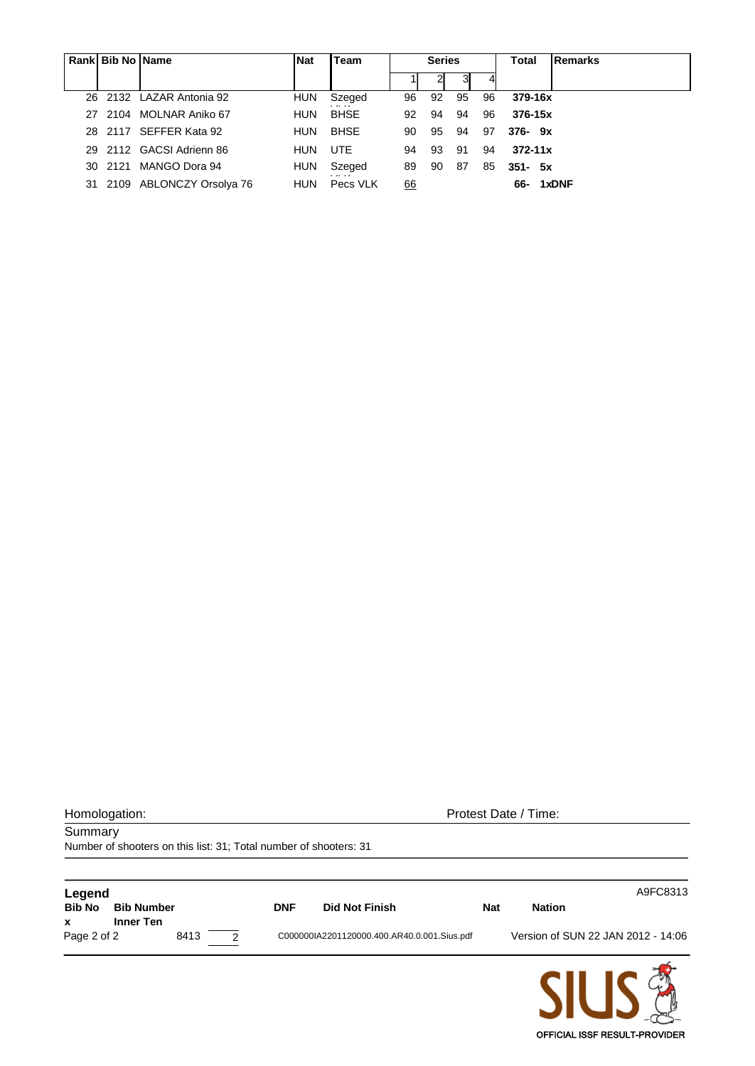| Rank | Bib No | Name | Nat | Team | Series | | | | Total | Remarks |
|---|---|---|---|---|---|---|---|---|---|---|
| | | | | | 1 | 2 | 3 | 4 | | |
| 26 | 2132 | LAZAR Antonia 92 | HUN | Szeged | 96 | 92 | 95 | 96 | **379-16x** | |
| 27 | 2104 | MOLNAR Aniko 67 | HUN | BHSE | 92 | 94 | 94 | 96 | **376-15x** | |
| 28 | 2117 | SEFFER Kata 92 | HUN | BHSE | 90 | 95 | 94 | 97 | **376- 9x** | |
| 29 | 2112 | GACSI Adrienn 86 | HUN | UTE | 94 | 93 | 91 | 94 | **372-11x** | |
| 30 | 2121 | MANGO Dora 94 | HUN | Szeged | 89 | 90 | 87 | 85 | **351- 5x** | |
| 31 | 2109 | ABLONCZY Orsolya 76 | HUN | Pecs VLK | 66 | | | | **66-** | **1xDNF** |

Homologation: Protest Date / Time:

Summary

Number of shooters on this list: 31; Total number of shooters: 31

**Legend**

| | | | | | |
|---|---|---|---|---|---|
| **Bib No** | **Bib Number** | **DNF** | **Did Not Finish** | **Nat** | **Nation** |
| **x** | **Inner Ten** | | | | |

A9FC8313

8413 2

C000000IA2201120000.400.AR40.0.001.Sius.pdf

Version of SUN 22 JAN 2012 - 14:06

SIUS

OFFICIAL ISSF RESULT-PROVIDER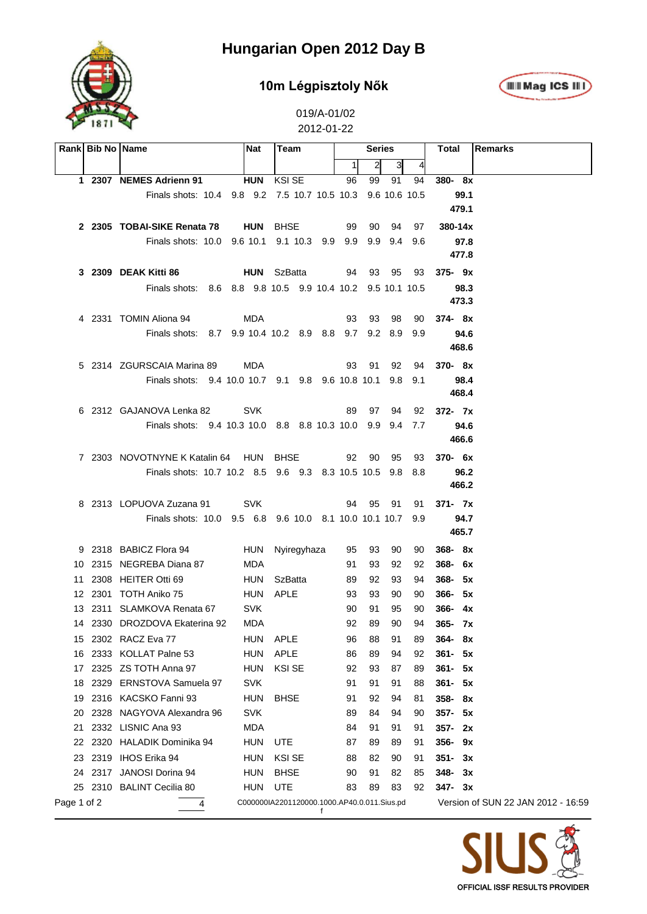# Hungarian Open 2012 Day B

## 10m Légpisztoly Nők

019/A-01/02

2012-01-22

| Rank | Bib No | Name | Nat | Team | Series 1 | 2 | 3 | 4 | Total | Remarks |
|---|---|---|---|---|---|---|---|---|---|---|
| **1** | **2307** | **NEMES Adrienn 91** | **HUN** | KSI SE | 96 | 99 | 91 | 94 | **380- 8x** | |
| | | Finals shots: 10.4 9.8 9.2 7.5 10.7 10.5 10.3 9.6 10.6 10.5 | | | | | | | **99.1** | |
| | | | | | | | | | **479.1** | |
| **2** | **2305** | **TOBAI-SIKE Renata 78** | **HUN** | BHSE | 99 | 90 | 94 | 97 | **380-14x** | |
| | | Finals shots: 10.0 9.6 10.1 9.1 10.3 9.9 9.9 9.9 9.4 9.6 | | | | | | | **97.8** | |
| | | | | | | | | | **477.8** | |
| **3** | **2309** | **DEAK Kitti 86** | **HUN** | SzBatta | 94 | 93 | 95 | 93 | **375- 9x** | |
| | | Finals shots: 8.6 8.8 9.8 10.5 9.9 10.4 10.2 9.5 10.1 10.5 | | | | | | | **98.3** | |
| | | | | | | | | | **473.3** | |
| 4 | 2331 | TOMIN Aliona 94 | MDA | | 93 | 93 | 98 | 90 | **374- 8x** | |
| | | Finals shots: 8.7 9.9 10.4 10.2 8.9 8.8 9.7 9.2 8.9 9.9 | | | | | | | **94.6** | |
| | | | | | | | | | **468.6** | |
| 5 | 2314 | ZGURSCAIA Marina 89 | MDA | | 93 | 91 | 92 | 94 | **370- 8x** | |
| | | Finals shots: 9.4 10.0 10.7 9.1 9.8 9.6 10.8 10.1 9.8 9.1 | | | | | | | **98.4** | |
| | | | | | | | | | **468.4** | |
| 6 | 2312 | GAJANOVA Lenka 82 | SVK | | 89 | 97 | 94 | 92 | **372- 7x** | |
| | | Finals shots: 9.4 10.3 10.0 8.8 8.8 10.3 10.0 9.9 9.4 7.7 | | | | | | | **94.6** | |
| | | | | | | | | | **466.6** | |
| 7 | 2303 | NOVOTNYNE K Katalin 64 | HUN | BHSE | 92 | 90 | 95 | 93 | **370- 6x** | |
| | | Finals shots: 10.7 10.2 8.5 9.6 9.3 8.3 10.5 10.5 9.8 8.8 | | | | | | | **96.2** | |
| | | | | | | | | | **466.2** | |
| 8 | 2313 | LOPUOVA Zuzana 91 | SVK | | 94 | 95 | 91 | 91 | **371- 7x** | |
| | | Finals shots: 10.0 9.5 6.8 9.6 10.0 8.1 10.0 10.1 10.7 9.9 | | | | | | | **94.7** | |
| | | | | | | | | | **465.7** | |
| 9 | 2318 | BABICZ Flora 94 | HUN | Nyiregyhaza | 95 | 93 | 90 | 90 | **368- 8x** | |
| 10 | 2315 | NEGREBA Diana 87 | MDA | | 91 | 93 | 92 | 92 | **368- 6x** | |
| 11 | 2308 | HEITER Otti 69 | HUN | SzBatta | 89 | 92 | 93 | 94 | **368- 5x** | |
| 12 | 2301 | TOTH Aniko 75 | HUN | APLE | 93 | 93 | 90 | 90 | **366- 5x** | |
| 13 | 2311 | SLAMKOVA Renata 67 | SVK | | 90 | 91 | 95 | 90 | **366- 4x** | |
| 14 | 2330 | DROZDOVA Ekaterina 92 | MDA | | 92 | 89 | 90 | 94 | **365- 7x** | |
| 15 | 2302 | RACZ Eva 77 | HUN | APLE | 96 | 88 | 91 | 89 | **364- 8x** | |
| 16 | 2333 | KOLLAT Palne 53 | HUN | APLE | 86 | 89 | 94 | 92 | **361- 5x** | |
| 17 | 2325 | ZS TOTH Anna 97 | HUN | KSI SE | 92 | 93 | 87 | 89 | **361- 5x** | |
| 18 | 2329 | ERNSTOVA Samuela 97 | SVK | | 91 | 91 | 91 | 88 | **361- 5x** | |
| 19 | 2316 | KACSKO Fanni 93 | HUN | BHSE | 91 | 92 | 94 | 81 | **358- 8x** | |
| 20 | 2328 | NAGYOVA Alexandra 96 | SVK | | 89 | 84 | 94 | 90 | **357- 5x** | |
| 21 | 2332 | LISNIC Ana 93 | MDA | | 84 | 91 | 91 | 91 | **357- 2x** | |
| 22 | 2320 | HALADIK Dominika 94 | HUN | UTE | 87 | 89 | 89 | 91 | **356- 9x** | |
| 23 | 2319 | IHOS Erika 94 | HUN | KSI SE | 88 | 82 | 90 | 91 | **351- 3x** | |
| 24 | 2317 | JANOSI Dorina 94 | HUN | BHSE | 90 | 91 | 82 | 85 | **348- 3x** | |
| 25 | 2310 | BALINT Cecilia 80 | HUN | UTE | 83 | 89 | 83 | 92 | **347- 3x** | |

4

C000000IA2201120000.1000.AP40.0.011.Sius.pdf

Version of SUN 22 JAN 2012 - 16:59

OFFICIAL ISSF RESULTS PROVIDER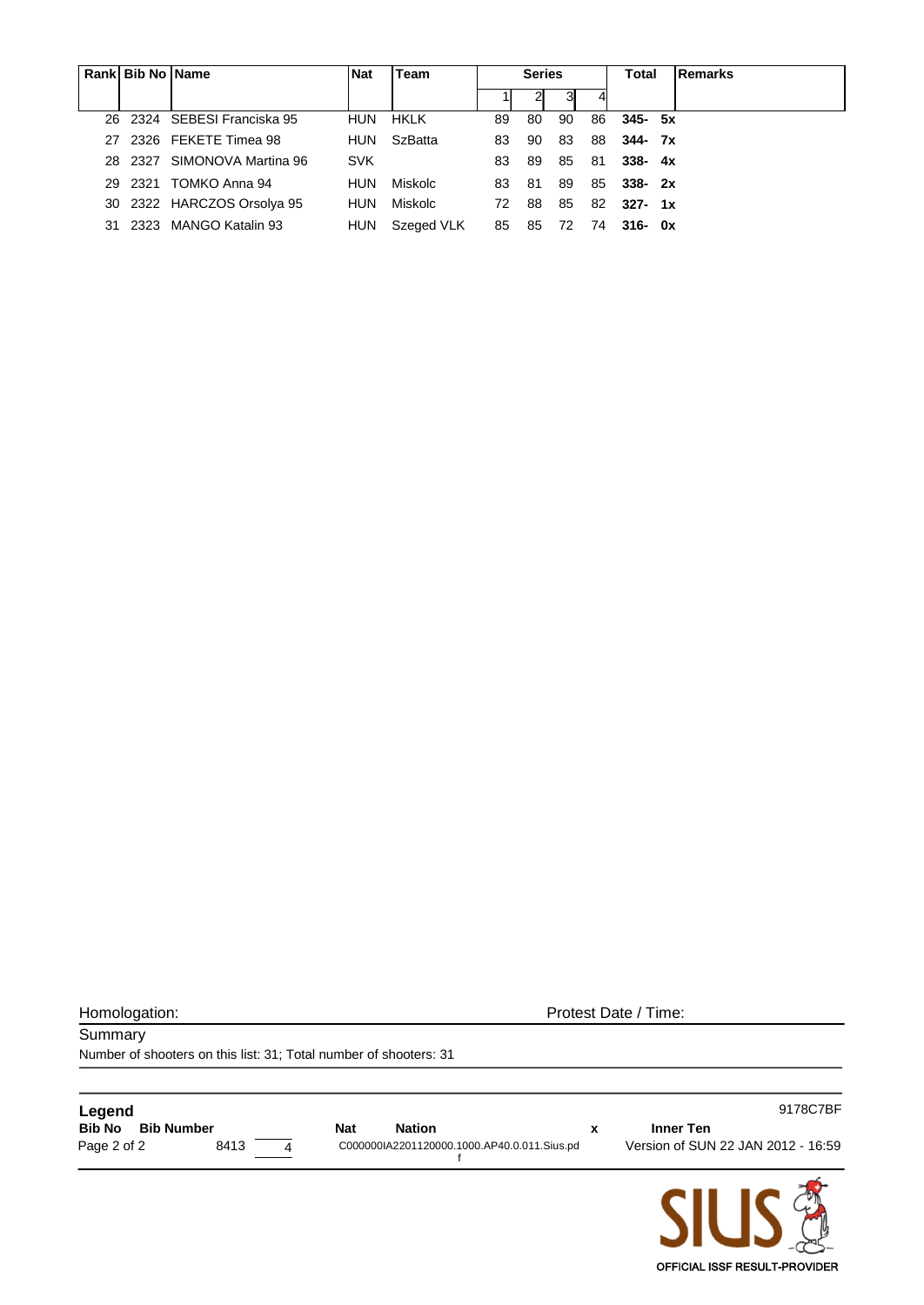| Rank | Bib No | Name | Nat | Team | Series | | | | Total | Remarks |
|---|---|---|---|---|---|---|---|---|---|---|
| | | | | | 1 | 2 | 3 | 4 | | |
| 26 | 2324 | SEBESI Franciska 95 | HUN | HKLK | 89 | 80 | 90 | 86 | **345- 5x** | |
| 27 | 2326 | FEKETE Timea 98 | HUN | SzBatta | 83 | 90 | 83 | 88 | **344- 7x** | |
| 28 | 2327 | SIMONOVA Martina 96 | SVK | | 83 | 89 | 85 | 81 | **338- 4x** | |
| 29 | 2321 | TOMKO Anna 94 | HUN | Miskolc | 83 | 81 | 89 | 85 | **338- 2x** | |
| 30 | 2322 | HARCZOS Orsolya 95 | HUN | Miskolc | 72 | 88 | 85 | 82 | **327- 1x** | |
| 31 | 2323 | MANGO Katalin 93 | HUN | Szeged VLK | 85 | 85 | 72 | 74 | **316- 0x** | |

Homologation: Protest Date / Time:

Summary

Number of shooters on this list: 31; Total number of shooters: 31

**Legend** 9178C7BF

| **Bib No** | **Bib Number** | **Nat** | **Nation** | **x** | **Inner Ten** |
|---|---|---|---|---|---|

8413 4

C000000IA2201120000.1000.AP40.0.011.Sius.pdf

Version of SUN 22 JAN 2012 - 16:59

OFFICIAL ISSF RESULT-PROVIDER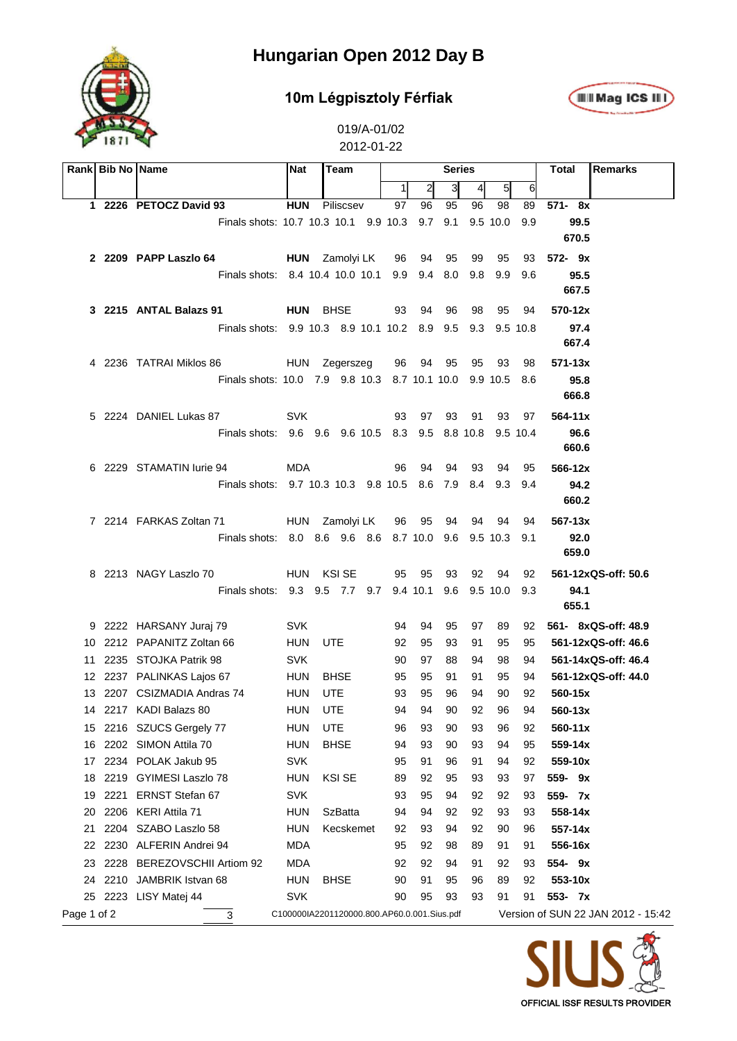# Hungarian Open 2012 Day B

## 10m Légpisztoly Férfiak

019/A-01/02

2012-01-22

| Rank | Bib No | Name | Nat | Team | 1 | 2 | 3 | 4 | 5 | 6 | Total | Remarks |
|---|---|---|---|---|---|---|---|---|---|---|---|---|
| **1** | **2226** | **PETOCZ David 93** | **HUN** | Piliscsev | 97 | 96 | 95 | 96 | 98 | 89 | **571- 8x** | |
| | | Finals shots: 10.7 10.3 10.1 9.9 10.3 9.7 9.1 9.5 10.0 9.9 | | | | | | | | | **99.5** | |
| | | | | | | | | | | | **670.5** | |
| **2** | **2209** | **PAPP Laszlo 64** | **HUN** | Zamolyi LK | 96 | 94 | 95 | 99 | 95 | 93 | **572- 9x** | |
| | | Finals shots: 8.4 10.4 10.0 10.1 9.9 9.4 8.0 9.8 9.9 9.6 | | | | | | | | | **95.5** | |
| | | | | | | | | | | | **667.5** | |
| **3** | **2215** | **ANTAL Balazs 91** | **HUN** | BHSE | 93 | 94 | 96 | 98 | 95 | 94 | **570-12x** | |
| | | Finals shots: 9.9 10.3 8.9 10.1 10.2 8.9 9.5 9.3 9.5 10.8 | | | | | | | | | **97.4** | |
| | | | | | | | | | | | **667.4** | |
| 4 | 2236 | TATRAI Miklos 86 | HUN | Zegerszeg | 96 | 94 | 95 | 95 | 93 | 98 | **571-13x** | |
| | | Finals shots: 10.0 7.9 9.8 10.3 8.7 10.1 10.0 9.9 10.5 8.6 | | | | | | | | | **95.8** | |
| | | | | | | | | | | | **666.8** | |
| 5 | 2224 | DANIEL Lukas 87 | SVK | | 93 | 97 | 93 | 91 | 93 | 97 | **564-11x** | |
| | | Finals shots: 9.6 9.6 9.6 10.5 8.3 9.5 8.8 10.8 9.5 10.4 | | | | | | | | | **96.6** | |
| | | | | | | | | | | | **660.6** | |
| 6 | 2229 | STAMATIN Iurie 94 | MDA | | 96 | 94 | 94 | 93 | 94 | 95 | **566-12x** | |
| | | Finals shots: 9.7 10.3 10.3 9.8 10.5 8.6 7.9 8.4 9.3 9.4 | | | | | | | | | **94.2** | |
| | | | | | | | | | | | **660.2** | |
| 7 | 2214 | FARKAS Zoltan 71 | HUN | Zamolyi LK | 96 | 95 | 94 | 94 | 94 | 94 | **567-13x** | |
| | | Finals shots: 8.0 8.6 9.6 8.6 8.7 10.0 9.6 9.5 10.3 9.1 | | | | | | | | | **92.0** | |
| | | | | | | | | | | | **659.0** | |
| 8 | 2213 | NAGY Laszlo 70 | HUN | KSI SE | 95 | 95 | 93 | 92 | 94 | 92 | **561-12x** | **QS-off: 50.6** |
| | | Finals shots: 9.3 9.5 7.7 9.7 9.4 10.1 9.6 9.5 10.0 9.3 | | | | | | | | | **94.1** | |
| | | | | | | | | | | | **655.1** | |
| 9 | 2222 | HARSANY Juraj 79 | SVK | | 94 | 94 | 95 | 97 | 89 | 92 | **561- 8x** | **QS-off: 48.9** |
| 10 | 2212 | PAPANITZ Zoltan 66 | HUN | UTE | 92 | 95 | 93 | 91 | 95 | 95 | **561-12x** | **QS-off: 46.6** |
| 11 | 2235 | STOJKA Patrik 98 | SVK | | 90 | 97 | 88 | 94 | 98 | 94 | **561-14x** | **QS-off: 46.4** |
| 12 | 2237 | PALINKAS Lajos 67 | HUN | BHSE | 95 | 95 | 91 | 91 | 95 | 94 | **561-12x** | **QS-off: 44.0** |
| 13 | 2207 | CSIZMADIA Andras 74 | HUN | UTE | 93 | 95 | 96 | 94 | 90 | 92 | **560-15x** | |
| 14 | 2217 | KADI Balazs 80 | HUN | UTE | 94 | 94 | 90 | 92 | 96 | 94 | **560-13x** | |
| 15 | 2216 | SZUCS Gergely 77 | HUN | UTE | 96 | 93 | 90 | 93 | 96 | 92 | **560-11x** | |
| 16 | 2202 | SIMON Attila 70 | HUN | BHSE | 94 | 93 | 90 | 93 | 94 | 95 | **559-14x** | |
| 17 | 2234 | POLAK Jakub 95 | SVK | | 95 | 91 | 96 | 91 | 94 | 92 | **559-10x** | |
| 18 | 2219 | GYIMESI Laszlo 78 | HUN | KSI SE | 89 | 92 | 95 | 93 | 93 | 97 | **559- 9x** | |
| 19 | 2221 | ERNST Stefan 67 | SVK | | 93 | 95 | 94 | 92 | 92 | 93 | **559- 7x** | |
| 20 | 2206 | KERI Attila 71 | HUN | SzBatta | 94 | 94 | 92 | 92 | 93 | 93 | **558-14x** | |
| 21 | 2204 | SZABO Laszlo 58 | HUN | Kecskemet | 92 | 93 | 94 | 92 | 90 | 96 | **557-14x** | |
| 22 | 2230 | ALFERIN Andrei 94 | MDA | | 95 | 92 | 98 | 89 | 91 | 91 | **556-16x** | |
| 23 | 2228 | BEREZOVSCHII Artiom 92 | MDA | | 92 | 92 | 94 | 91 | 92 | 93 | **554- 9x** | |
| 24 | 2210 | JAMBRIK Istvan 68 | HUN | BHSE | 90 | 91 | 95 | 96 | 89 | 92 | **553-10x** | |
| 25 | 2223 | LISY Matej 44 | SVK | | 90 | 95 | 93 | 93 | 91 | 91 | **553- 7x** | |

C100000IA2201120000.800.AP60.0.001.Sius.pdf — Version of SUN 22 JAN 2012 - 15:42

OFFICIAL ISSF RESULTS PROVIDER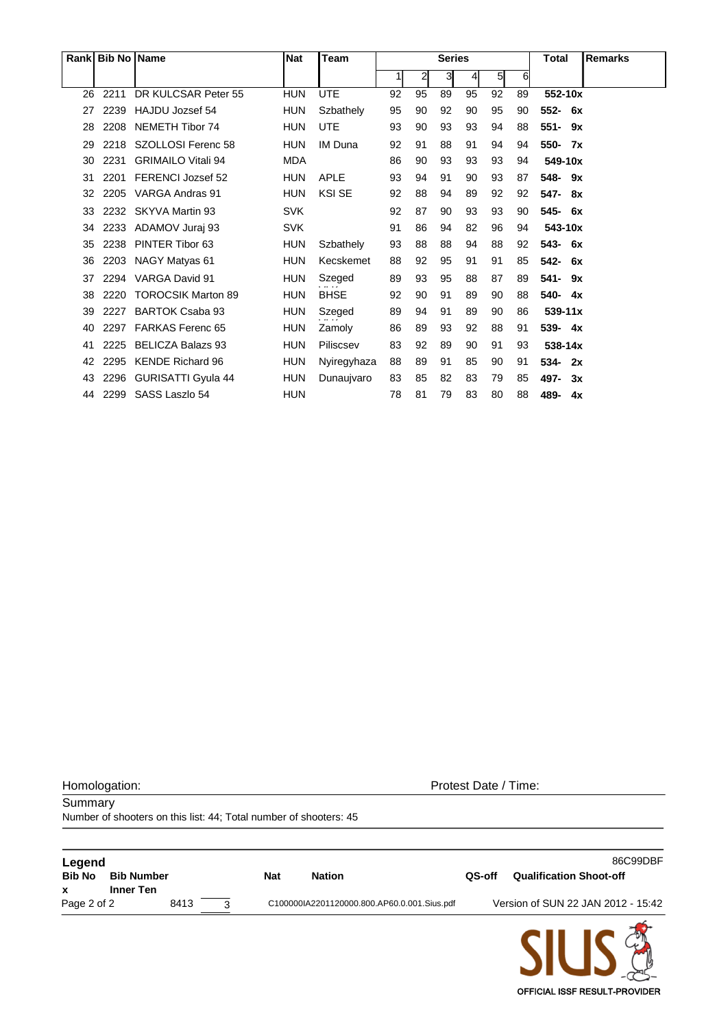| Rank | Bib No | Name | Nat | Team | Series | | | | | | Total | Remarks |
|---|---|---|---|---|---|---|---|---|---|---|---|---|
| | | | | | 1 | 2 | 3 | 4 | 5 | 6 | | |
| 26 | 2211 | DR KULCSAR Peter 55 | HUN | UTE | 92 | 95 | 89 | 95 | 92 | 89 | **552-10x** | |
| 27 | 2239 | HAJDU Jozsef 54 | HUN | Szbathely | 95 | 90 | 92 | 90 | 95 | 90 | **552- 6x** | |
| 28 | 2208 | NEMETH Tibor 74 | HUN | UTE | 93 | 90 | 93 | 93 | 94 | 88 | **551- 9x** | |
| 29 | 2218 | SZOLLOSI Ferenc 58 | HUN | IM Duna | 92 | 91 | 88 | 91 | 94 | 94 | **550- 7x** | |
| 30 | 2231 | GRIMAILO Vitali 94 | MDA | | 86 | 90 | 93 | 93 | 93 | 94 | **549-10x** | |
| 31 | 2201 | FERENCI Jozsef 52 | HUN | APLE | 93 | 94 | 91 | 90 | 93 | 87 | **548- 9x** | |
| 32 | 2205 | VARGA Andras 91 | HUN | KSI SE | 92 | 88 | 94 | 89 | 92 | 92 | **547- 8x** | |
| 33 | 2232 | SKYVA Martin 93 | SVK | | 92 | 87 | 90 | 93 | 93 | 90 | **545- 6x** | |
| 34 | 2233 | ADAMOV Juraj 93 | SVK | | 91 | 86 | 94 | 82 | 96 | 94 | **543-10x** | |
| 35 | 2238 | PINTER Tibor 63 | HUN | Szbathely | 93 | 88 | 88 | 94 | 88 | 92 | **543- 6x** | |
| 36 | 2203 | NAGY Matyas 61 | HUN | Kecskemet | 88 | 92 | 95 | 91 | 91 | 85 | **542- 6x** | |
| 37 | 2294 | VARGA David 91 | HUN | Szeged | 89 | 93 | 95 | 88 | 87 | 89 | **541- 9x** | |
| 38 | 2220 | TOROCSIK Marton 89 | HUN | BHSE | 92 | 90 | 91 | 89 | 90 | 88 | **540- 4x** | |
| 39 | 2227 | BARTOK Csaba 93 | HUN | Szeged | 89 | 94 | 91 | 89 | 90 | 86 | **539-11x** | |
| 40 | 2297 | FARKAS Ferenc 65 | HUN | Zamoly | 86 | 89 | 93 | 92 | 88 | 91 | **539- 4x** | |
| 41 | 2225 | BELICZA Balazs 93 | HUN | Piliscsev | 83 | 92 | 89 | 90 | 91 | 93 | **538-14x** | |
| 42 | 2295 | KENDE Richard 96 | HUN | Nyiregyhaza | 88 | 89 | 91 | 85 | 90 | 91 | **534- 2x** | |
| 43 | 2296 | GURISATTI Gyula 44 | HUN | Dunaujvaro | 83 | 85 | 82 | 83 | 79 | 85 | **497- 3x** | |
| 44 | 2299 | SASS Laszlo 54 | HUN | | 78 | 81 | 79 | 83 | 80 | 88 | **489- 4x** | |

Homologation:

Protest Date / Time:

Summary

Number of shooters on this list: 44; Total number of shooters: 45

**Legend**

86C99DBF

| | | | | | |
|---|---|---|---|---|---|
| **Bib No** | **Bib Number** | **Nat** | **Nation** | **QS-off** | **Qualification Shoot-off** |
| **x** | **Inner Ten** | | | | |

8413 3 C100000IA2201120000.800.AP60.0.001.Sius.pdf Version of SUN 22 JAN 2012 - 15:42

SIUS

OFFICIAL ISSF RESULT-PROVIDER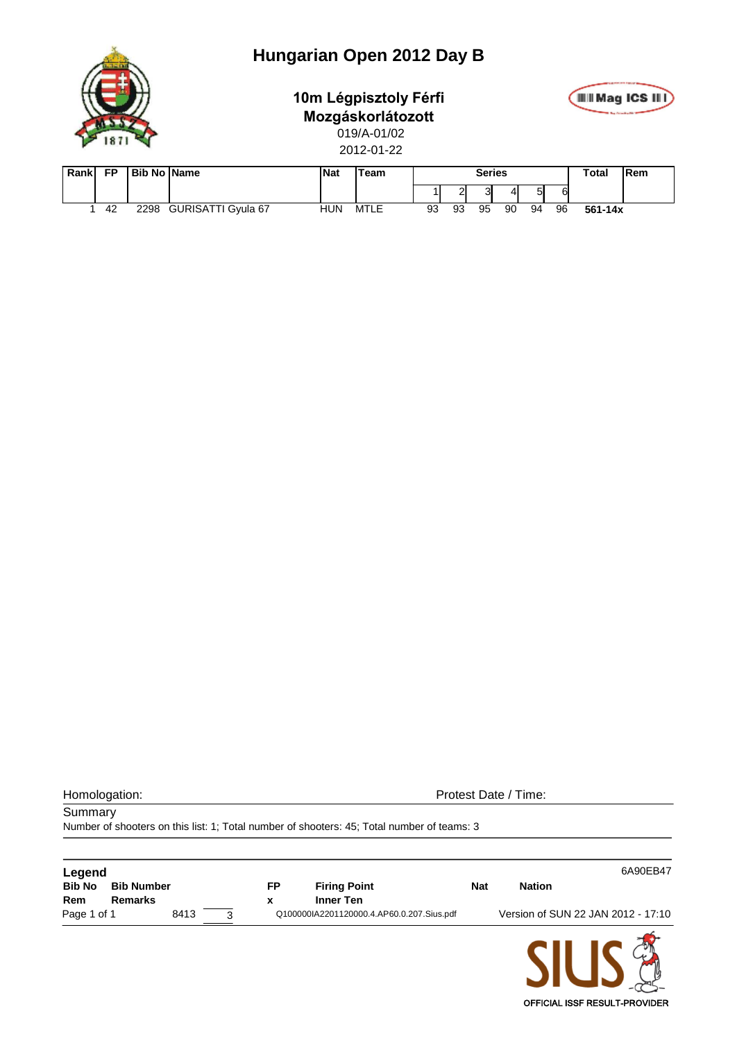# Hungarian Open 2012 Day B

## 10m Légpisztoly Férfi Mozgáskorlátozott

019/A-01/02

2012-01-22

| Rank | FP | Bib No | Name | Nat | Team | Series | | | | | | Total | Rem |
|---|---|---|---|---|---|---|---|---|---|---|---|---|---|
| | | | | | | 1 | 2 | 3 | 4 | 5 | 6 | | |
| 1 | 42 | 2298 | GURISATTI Gyula 67 | HUN | MTLE | 93 | 93 | 95 | 90 | 94 | 96 | **561-14x** | |

Homologation:

Protest Date / Time:

Summary

Number of shooters on this list: 1; Total number of shooters: 45; Total number of teams: 3

**Legend**

6A90EB47

| | | | | | |
|---|---|---|---|---|---|
| **Bib No** | **Bib Number** | **FP** | **Firing Point** | **Nat** | **Nation** |
| **Rem** | **Remarks** | **x** | **Inner Ten** | | |

8413 3 Q100000IA2201120000.4.AP60.0.207.Sius.pdf Version of SUN 22 JAN 2012 - 17:10

OFFICIAL ISSF RESULT-PROVIDER